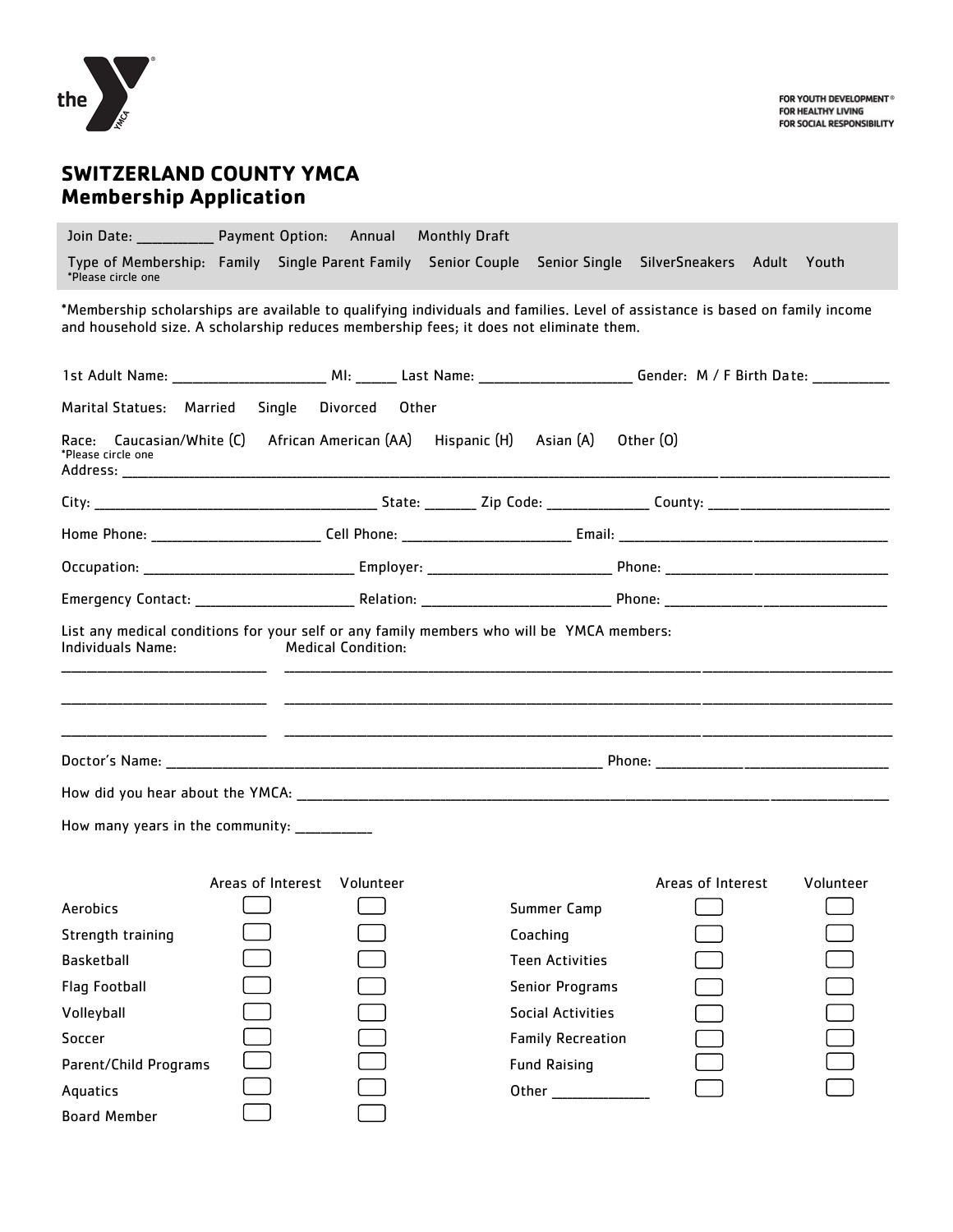FOR YOUTH DEVELOPMENT®
FOR HEALTHY LIVING
FOR SOCIAL RESPONSIBILITY

# SWITZERLAND COUNTY YMCA
## Membership Application

Join Date: __________ Payment Option: Annual Monthly Draft

Type of Membership: Family Single Parent Family Senior Couple Senior Single SilverSneakers Adult Youth
*Please circle one

*Membership scholarships are available to qualifying individuals and families. Level of assistance is based on family income and household size. A scholarship reduces membership fees; it does not eliminate them.

1st Adult Name: ____________________ MI: _____ Last Name: ____________________ Gender: M / F Birth Date: __________

Marital Statues: Married Single Divorced Other

Race: Caucasian/White (C) African American (AA) Hispanic (H) Asian (A) Other (O)
*Please circle one

Address: ________________________________________________________________________________________________

City: ______________________________________ State: _______ Zip Code: _____________ County: ______________________

Home Phone: ______________________ Cell Phone: ______________________ Email: _____________________________________

Occupation: ____________________________ Employer: ________________________ Phone: _______________________________

Emergency Contact: _____________________ Relation: ________________________ Phone: _______________________________

List any medical conditions for your self or any family members who will be YMCA members:

Individuals Name: Medical Condition:

___________________________ ________________________________________________________________________________

___________________________ ________________________________________________________________________________

___________________________ ________________________________________________________________________________

Doctor's Name: __________________________________________________________ Phone: ________________________________

How did you hear about the YMCA: ________________________________________________________________________________

How many years in the community: __________

| | Areas of Interest | Volunteer |
|---|---|---|
| Aerobics | ☐ | ☐ |
| Strength training | ☐ | ☐ |
| Basketball | ☐ | ☐ |
| Flag Football | ☐ | ☐ |
| Volleyball | ☐ | ☐ |
| Soccer | ☐ | ☐ |
| Parent/Child Programs | ☐ | ☐ |
| Aquatics | ☐ | ☐ |
| Board Member | ☐ | ☐ |
| Summer Camp | ☐ | ☐ |
| Coaching | ☐ | ☐ |
| Teen Activities | ☐ | ☐ |
| Senior Programs | ☐ | ☐ |
| Social Activities | ☐ | ☐ |
| Family Recreation | ☐ | ☐ |
| Fund Raising | ☐ | ☐ |
| Other _____________ | ☐ | ☐ |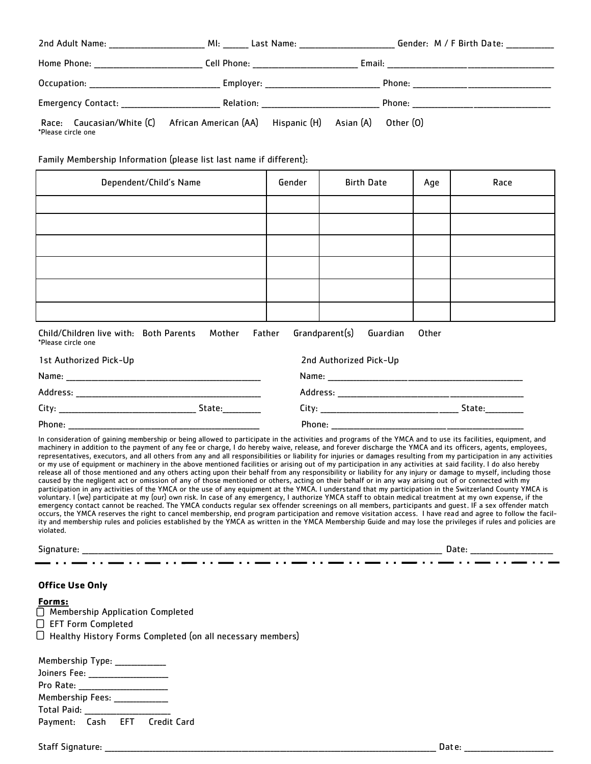2nd Adult Name: ____________________ MI: _____ Last Name: ____________________ Gender: M / F Birth Date: __________

Home Phone: ______________________ Cell Phone: ______________________ Email: ____________________________________

Occupation: ____________________________ Employer: ________________________ Phone: ______________________________

Emergency Contact: _____________________ Relation: _________________________ Phone: _______________________________

Race: Caucasian/White (C) African American (AA) Hispanic (H) Asian (A) Other (O)
*Please circle one

Family Membership Information (please list last name if different):

| Dependent/Child's Name | Gender | Birth Date | Age | Race |
|---|---|---|---|---|
| | | | | |
| | | | | |
| | | | | |
| | | | | |
| | | | | |
| | | | | |

Child/Children live with: Both Parents Mother Father Grandparent(s) Guardian Other
*Please circle one

1st Authorized Pick-Up

Name: __________________________________________

Address: ________________________________________

City: _____________________________ State:________

Phone: __________________________________________

2nd Authorized Pick-Up

Name: ___________________________________________

Address: _________________________________________

City: ______________________________ State:________

Phone: ___________________________________________

In consideration of gaining membership or being allowed to participate in the activities and programs of the YMCA and to use its facilities, equipment, and machinery in addition to the payment of any fee or charge, I do hereby waive, release, and forever discharge the YMCA and its officers, agents, employees, representatives, executors, and all others from any and all responsibilities or liability for injuries or damages resulting from my participation in any activities or my use of equipment or machinery in the above mentioned facilities or arising out of my participation in any activities at said facility. I do also hereby release all of those mentioned and any others acting upon their behalf from any responsibility or liability for any injury or damage to myself, including those caused by the negligent act or omission of any of those mentioned or others, acting on their behalf or in any way arising out of or connected with my participation in any activities of the YMCA or the use of any equipment at the YMCA. I understand that my participation in the Switzerland County YMCA is voluntary. I (we) participate at my (our) own risk. In case of any emergency, I authorize YMCA staff to obtain medical treatment at my own expense, if the emergency contact cannot be reached. The YMCA conducts regular sex offender screenings on all members, participants and guest. IF a sex offender match occurs, the YMCA reserves the right to cancel membership, end program participation and remove visitation access. I have read and agree to follow the facility and membership rules and policies established by the YMCA as written in the YMCA Membership Guide and may lose the privileges if rules and policies are violated.

Signature: ________________________________________________________________________________ Date: _________________

**Office Use Only**

**Forms:**

- ☐ Membership Application Completed
- ☐ EFT Form Completed
- ☐ Healthy History Forms Completed (on all necessary members)

Membership Type: ___________

Joiners Fee: _________________

Pro Rate: ___________________

Membership Fees: ____________

Total Paid: __________________

Payment: Cash EFT Credit Card

Staff Signature: ___________________________________________________________________________ Date: ___________________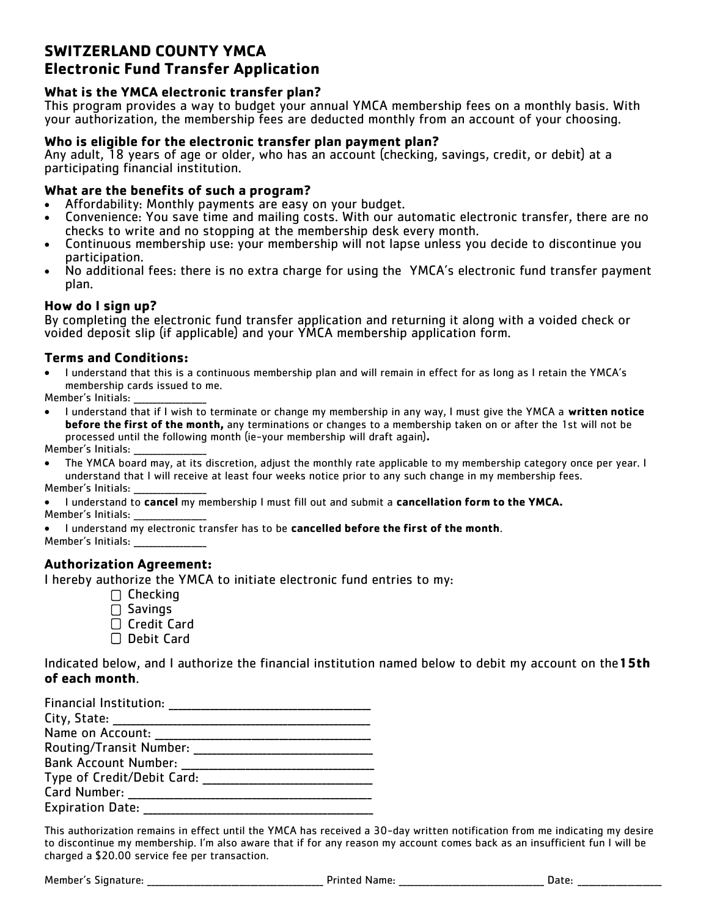# SWITZERLAND COUNTY YMCA
## Electronic Fund Transfer Application

### What is the YMCA electronic transfer plan?

This program provides a way to budget your annual YMCA membership fees on a monthly basis. With your authorization, the membership fees are deducted monthly from an account of your choosing.

### Who is eligible for the electronic transfer plan payment plan?

Any adult, 18 years of age or older, who has an account (checking, savings, credit, or debit) at a participating financial institution.

### What are the benefits of such a program?

- Affordability: Monthly payments are easy on your budget.
- Convenience: You save time and mailing costs. With our automatic electronic transfer, there are no checks to write and no stopping at the membership desk every month.
- Continuous membership use: your membership will not lapse unless you decide to discontinue you participation.
- No additional fees: there is no extra charge for using the YMCA's electronic fund transfer payment plan.

### How do I sign up?

By completing the electronic fund transfer application and returning it along with a voided check or voided deposit slip (if applicable) and your YMCA membership application form.

### Terms and Conditions:

- I understand that this is a continuous membership plan and will remain in effect for as long as I retain the YMCA's membership cards issued to me.

Member's Initials: ____________

- I understand that if I wish to terminate or change my membership in any way, I must give the YMCA a **written notice before the first of the month,** any terminations or changes to a membership taken on or after the 1st will not be processed until the following month (ie-your membership will draft again)**.**

Member's Initials: ____________

- The YMCA board may, at its discretion, adjust the monthly rate applicable to my membership category once per year. I understand that I will receive at least four weeks notice prior to any such change in my membership fees.

Member's Initials: ____________

- I understand to **cancel** my membership I must fill out and submit a **cancellation form to the YMCA.**

Member's Initials: ____________

- I understand my electronic transfer has to be **cancelled before the first of the month**.

Member's Initials: ____________

### Authorization Agreement:

I hereby authorize the YMCA to initiate electronic fund entries to my:

- ☐ Checking
- ☐ Savings
- ☐ Credit Card
- ☐ Debit Card

Indicated below, and I authorize the financial institution named below to debit my account on the**15th of each month**.

Financial Institution: ______________________________

City, State: ______________________________

Name on Account: ______________________________

Routing/Transit Number: ______________________________

Bank Account Number: ______________________________

Type of Credit/Debit Card: ______________________________

Card Number: ______________________________

Expiration Date: ______________________________

This authorization remains in effect until the YMCA has received a 30-day written notification from me indicating my desire to discontinue my membership. I'm also aware that if for any reason my account comes back as an insufficient fun I will be charged a $20.00 service fee per transaction.

Member's Signature: ______________________________ Printed Name: ______________________________ Date: ______________